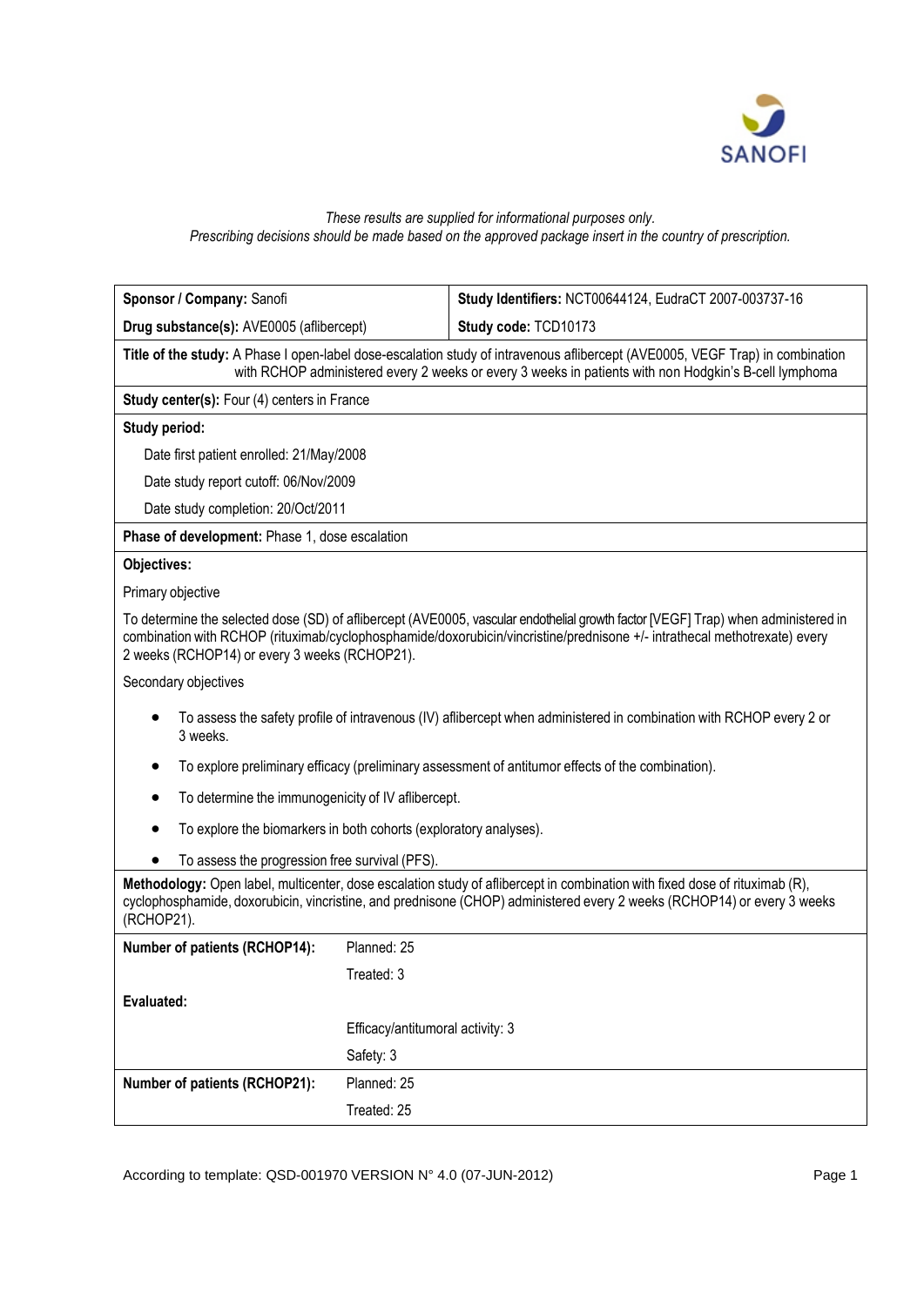*These results are supplied for informational purposes only.*
*Prescribing decisions should be made based on the approved package insert in the country of prescription.*

| **Sponsor / Company:** Sanofi | **Study Identifiers:** NCT00644124, EudraCT 2007-003737-16 |
|---|---|
| **Drug substance(s):** AVE0005 (aflibercept) | **Study code:** TCD10173 |

**Title of the study:** A Phase I open-label dose-escalation study of intravenous aflibercept (AVE0005, VEGF Trap) in combination with RCHOP administered every 2 weeks or every 3 weeks in patients with non Hodgkin's B-cell lymphoma

**Study center(s):** Four (4) centers in France

**Study period:**

Date first patient enrolled: 21/May/2008

Date study report cutoff: 06/Nov/2009

Date study completion: 20/Oct/2011

**Phase of development:** Phase 1, dose escalation

**Objectives:**

Primary objective

To determine the selected dose (SD) of aflibercept (AVE0005, vascular endothelial growth factor [VEGF] Trap) when administered in combination with RCHOP (rituximab/cyclophosphamide/doxorubicin/vincristine/prednisone +/- intrathecal methotrexate) every 2 weeks (RCHOP14) or every 3 weeks (RCHOP21).

Secondary objectives

- To assess the safety profile of intravenous (IV) aflibercept when administered in combination with RCHOP every 2 or 3 weeks.
- To explore preliminary efficacy (preliminary assessment of antitumor effects of the combination).
- To determine the immunogenicity of IV aflibercept.
- To explore the biomarkers in both cohorts (exploratory analyses).
- To assess the progression free survival (PFS).

**Methodology:** Open label, multicenter, dose escalation study of aflibercept in combination with fixed dose of rituximab (R), cyclophosphamide, doxorubicin, vincristine, and prednisone (CHOP) administered every 2 weeks (RCHOP14) or every 3 weeks (RCHOP21).

| | |
|---|---|
| **Number of patients (RCHOP14):** | Planned: 25 |
| | Treated: 3 |
| **Evaluated:** | |
| | Efficacy/antitumoral activity: 3 |
| | Safety: 3 |
| **Number of patients (RCHOP21):** | Planned: 25 |
| | Treated: 25 |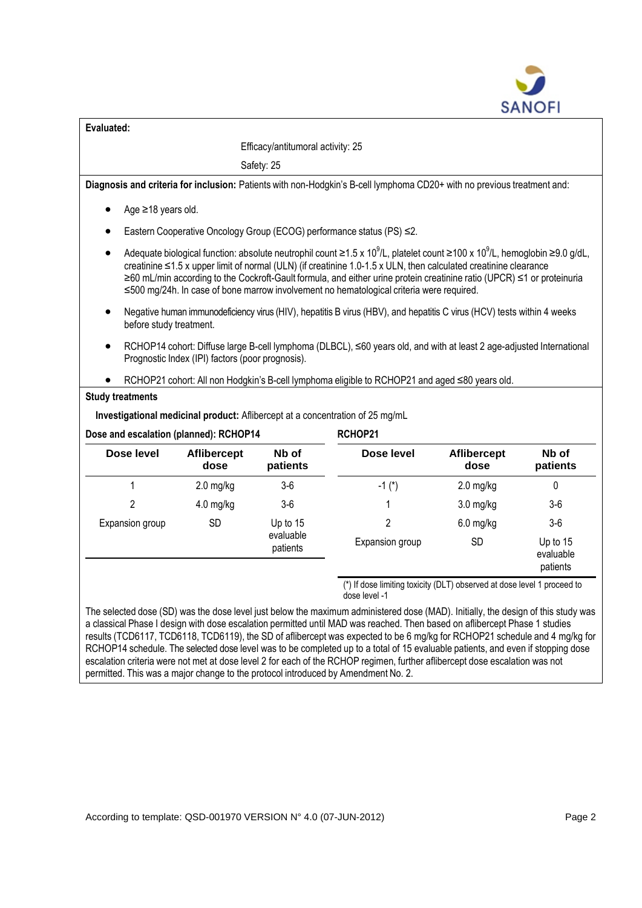**Evaluated:**

Efficacy/antitumoral activity: 25

Safety: 25

**Diagnosis and criteria for inclusion:** Patients with non-Hodgkin's B-cell lymphoma CD20+ with no previous treatment and:

- Age ≥18 years old.
- Eastern Cooperative Oncology Group (ECOG) performance status (PS) ≤2.
- Adequate biological function: absolute neutrophil count ≥1.5 x $10^9$/L, platelet count ≥100 x $10^9$/L, hemoglobin ≥9.0 g/dL, creatinine ≤1.5 x upper limit of normal (ULN) (if creatinine 1.0-1.5 x ULN, then calculated creatinine clearance ≥60 mL/min according to the Cockroft-Gault formula, and either urine protein creatinine ratio (UPCR) ≤1 or proteinuria ≤500 mg/24h. In case of bone marrow involvement no hematological criteria were required.
- Negative human immunodeficiency virus (HIV), hepatitis B virus (HBV), and hepatitis C virus (HCV) tests within 4 weeks before study treatment.
- RCHOP14 cohort: Diffuse large B-cell lymphoma (DLBCL), ≤60 years old, and with at least 2 age-adjusted International Prognostic Index (IPI) factors (poor prognosis).
- RCHOP21 cohort: All non Hodgkin's B-cell lymphoma eligible to RCHOP21 and aged ≤80 years old.

**Study treatments**

**Investigational medicinal product:** Aflibercept at a concentration of 25 mg/mL

**Dose and escalation (planned): RCHOP14**

| Dose level | Aflibercept dose | Nb of patients |
|---|---|---|
| 1 | 2.0 mg/kg | 3-6 |
| 2 | 4.0 mg/kg | 3-6 |
| Expansion group | SD | Up to 15 evaluable patients |

**RCHOP21**

| Dose level | Aflibercept dose | Nb of patients |
|---|---|---|
| -1 (*) | 2.0 mg/kg | 0 |
| 1 | 3.0 mg/kg | 3-6 |
| 2 | 6.0 mg/kg | 3-6 |
| Expansion group | SD | Up to 15 evaluable patients |

(*) If dose limiting toxicity (DLT) observed at dose level 1 proceed to dose level -1

The selected dose (SD) was the dose level just below the maximum administered dose (MAD). Initially, the design of this study was a classical Phase I design with dose escalation permitted until MAD was reached. Then based on aflibercept Phase 1 studies results (TCD6117, TCD6118, TCD6119), the SD of aflibercept was expected to be 6 mg/kg for RCHOP21 schedule and 4 mg/kg for RCHOP14 schedule. The selected dose level was to be completed up to a total of 15 evaluable patients, and even if stopping dose escalation criteria were not met at dose level 2 for each of the RCHOP regimen, further aflibercept dose escalation was not permitted. This was a major change to the protocol introduced by Amendment No. 2.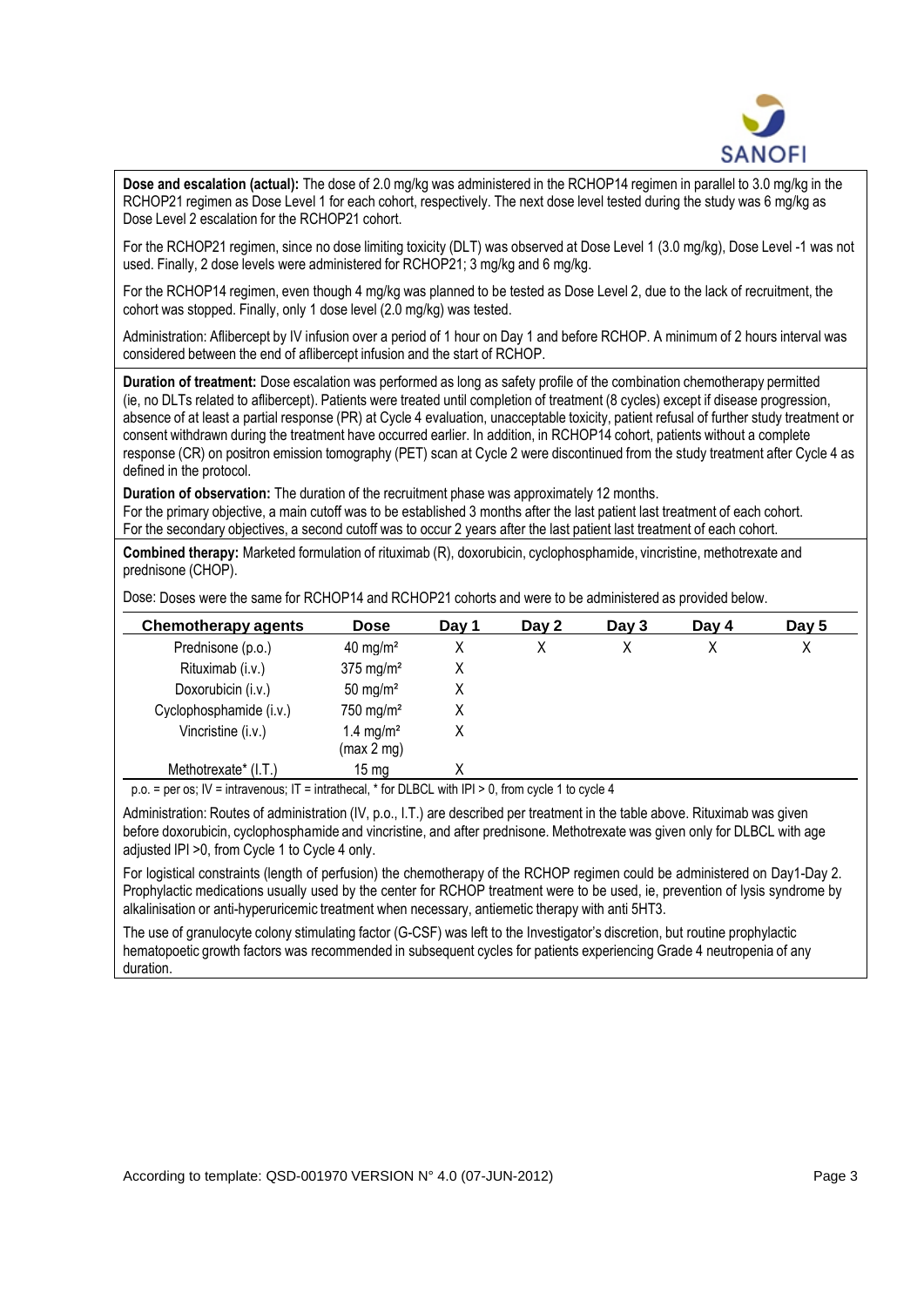**Dose and escalation (actual):** The dose of 2.0 mg/kg was administered in the RCHOP14 regimen in parallel to 3.0 mg/kg in the RCHOP21 regimen as Dose Level 1 for each cohort, respectively. The next dose level tested during the study was 6 mg/kg as Dose Level 2 escalation for the RCHOP21 cohort.

For the RCHOP21 regimen, since no dose limiting toxicity (DLT) was observed at Dose Level 1 (3.0 mg/kg), Dose Level -1 was not used. Finally, 2 dose levels were administered for RCHOP21; 3 mg/kg and 6 mg/kg.

For the RCHOP14 regimen, even though 4 mg/kg was planned to be tested as Dose Level 2, due to the lack of recruitment, the cohort was stopped. Finally, only 1 dose level (2.0 mg/kg) was tested.

Administration: Aflibercept by IV infusion over a period of 1 hour on Day 1 and before RCHOP. A minimum of 2 hours interval was considered between the end of aflibercept infusion and the start of RCHOP.

**Duration of treatment:** Dose escalation was performed as long as safety profile of the combination chemotherapy permitted (ie, no DLTs related to aflibercept). Patients were treated until completion of treatment (8 cycles) except if disease progression, absence of at least a partial response (PR) at Cycle 4 evaluation, unacceptable toxicity, patient refusal of further study treatment or consent withdrawn during the treatment have occurred earlier. In addition, in RCHOP14 cohort, patients without a complete response (CR) on positron emission tomography (PET) scan at Cycle 2 were discontinued from the study treatment after Cycle 4 as defined in the protocol.

**Duration of observation:** The duration of the recruitment phase was approximately 12 months.
For the primary objective, a main cutoff was to be established 3 months after the last patient last treatment of each cohort.
For the secondary objectives, a second cutoff was to occur 2 years after the last patient last treatment of each cohort.

**Combined therapy:** Marketed formulation of rituximab (R), doxorubicin, cyclophosphamide, vincristine, methotrexate and prednisone (CHOP).

Dose: Doses were the same for RCHOP14 and RCHOP21 cohorts and were to be administered as provided below.

| Chemotherapy agents | Dose | Day 1 | Day 2 | Day 3 | Day 4 | Day 5 |
|---|---|---|---|---|---|---|
| Prednisone (p.o.) | 40 mg/m² | X | X | X | X | X |
| Rituximab (i.v.) | 375 mg/m² | X | | | | |
| Doxorubicin (i.v.) | 50 mg/m² | X | | | | |
| Cyclophosphamide (i.v.) | 750 mg/m² | X | | | | |
| Vincristine (i.v.) | 1.4 mg/m² (max 2 mg) | X | | | | |
| Methotrexate* (I.T.) | 15 mg | X | | | | |

p.o. = per os; IV = intravenous; IT = intrathecal, * for DLBCL with IPI > 0, from cycle 1 to cycle 4

Administration: Routes of administration (IV, p.o., I.T.) are described per treatment in the table above. Rituximab was given before doxorubicin, cyclophosphamide and vincristine, and after prednisone. Methotrexate was given only for DLBCL with age adjusted IPI >0, from Cycle 1 to Cycle 4 only.

For logistical constraints (length of perfusion) the chemotherapy of the RCHOP regimen could be administered on Day1-Day 2. Prophylactic medications usually used by the center for RCHOP treatment were to be used, ie, prevention of lysis syndrome by alkalinisation or anti-hyperuricemic treatment when necessary, antiemetic therapy with anti 5HT3.

The use of granulocyte colony stimulating factor (G-CSF) was left to the Investigator's discretion, but routine prophylactic hematopoetic growth factors was recommended in subsequent cycles for patients experiencing Grade 4 neutropenia of any duration.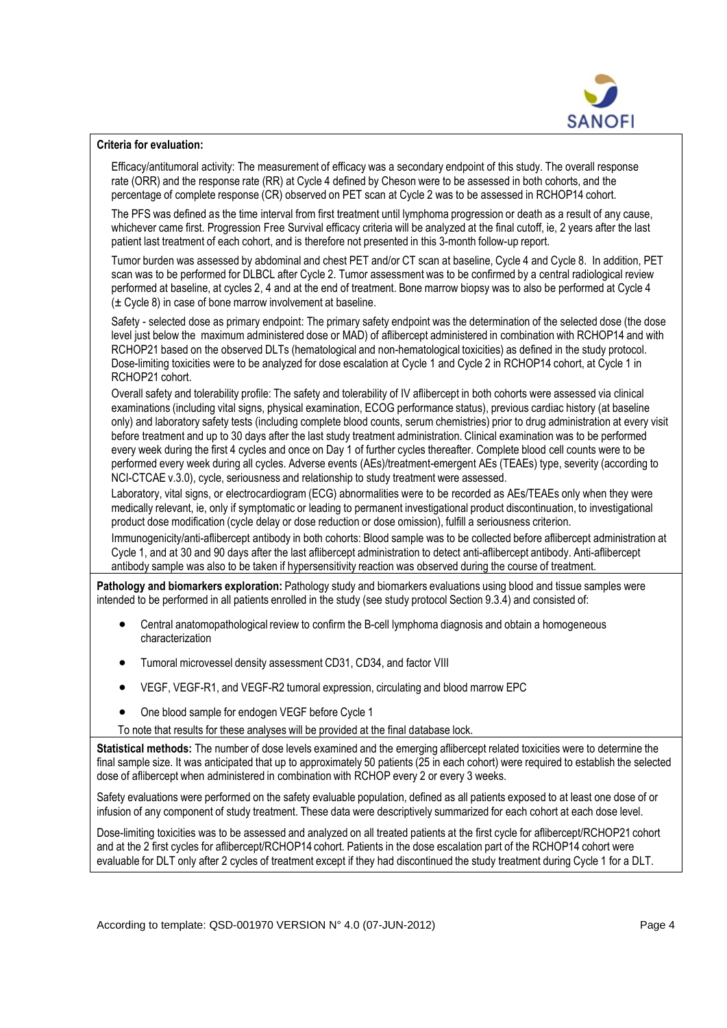**Criteria for evaluation:**

Efficacy/antitumoral activity: The measurement of efficacy was a secondary endpoint of this study. The overall response rate (ORR) and the response rate (RR) at Cycle 4 defined by Cheson were to be assessed in both cohorts, and the percentage of complete response (CR) observed on PET scan at Cycle 2 was to be assessed in RCHOP14 cohort.

The PFS was defined as the time interval from first treatment until lymphoma progression or death as a result of any cause, whichever came first. Progression Free Survival efficacy criteria will be analyzed at the final cutoff, ie, 2 years after the last patient last treatment of each cohort, and is therefore not presented in this 3-month follow-up report.

Tumor burden was assessed by abdominal and chest PET and/or CT scan at baseline, Cycle 4 and Cycle 8. In addition, PET scan was to be performed for DLBCL after Cycle 2. Tumor assessment was to be confirmed by a central radiological review performed at baseline, at cycles 2, 4 and at the end of treatment. Bone marrow biopsy was to also be performed at Cycle 4 (± Cycle 8) in case of bone marrow involvement at baseline.

Safety - selected dose as primary endpoint: The primary safety endpoint was the determination of the selected dose (the dose level just below the maximum administered dose or MAD) of aflibercept administered in combination with RCHOP14 and with RCHOP21 based on the observed DLTs (hematological and non-hematological toxicities) as defined in the study protocol. Dose-limiting toxicities were to be analyzed for dose escalation at Cycle 1 and Cycle 2 in RCHOP14 cohort, at Cycle 1 in RCHOP21 cohort.

Overall safety and tolerability profile: The safety and tolerability of IV aflibercept in both cohorts were assessed via clinical examinations (including vital signs, physical examination, ECOG performance status), previous cardiac history (at baseline only) and laboratory safety tests (including complete blood counts, serum chemistries) prior to drug administration at every visit before treatment and up to 30 days after the last study treatment administration. Clinical examination was to be performed every week during the first 4 cycles and once on Day 1 of further cycles thereafter. Complete blood cell counts were to be performed every week during all cycles. Adverse events (AEs)/treatment-emergent AEs (TEAEs) type, severity (according to NCI-CTCAE v.3.0), cycle, seriousness and relationship to study treatment were assessed.

Laboratory, vital signs, or electrocardiogram (ECG) abnormalities were to be recorded as AEs/TEAEs only when they were medically relevant, ie, only if symptomatic or leading to permanent investigational product discontinuation, to investigational product dose modification (cycle delay or dose reduction or dose omission), fulfill a seriousness criterion.

Immunogenicity/anti-aflibercept antibody in both cohorts: Blood sample was to be collected before aflibercept administration at Cycle 1, and at 30 and 90 days after the last aflibercept administration to detect anti-aflibercept antibody. Anti-aflibercept antibody sample was also to be taken if hypersensitivity reaction was observed during the course of treatment.

**Pathology and biomarkers exploration:** Pathology study and biomarkers evaluations using blood and tissue samples were intended to be performed in all patients enrolled in the study (see study protocol Section 9.3.4) and consisted of:

- Central anatomopathological review to confirm the B-cell lymphoma diagnosis and obtain a homogeneous characterization
- Tumoral microvessel density assessment CD31, CD34, and factor VIII
- VEGF, VEGF-R1, and VEGF-R2 tumoral expression, circulating and blood marrow EPC
- One blood sample for endogen VEGF before Cycle 1

To note that results for these analyses will be provided at the final database lock.

**Statistical methods:** The number of dose levels examined and the emerging aflibercept related toxicities were to determine the final sample size. It was anticipated that up to approximately 50 patients (25 in each cohort) were required to establish the selected dose of aflibercept when administered in combination with RCHOP every 2 or every 3 weeks.

Safety evaluations were performed on the safety evaluable population, defined as all patients exposed to at least one dose of or infusion of any component of study treatment. These data were descriptively summarized for each cohort at each dose level.

Dose-limiting toxicities was to be assessed and analyzed on all treated patients at the first cycle for aflibercept/RCHOP21 cohort and at the 2 first cycles for aflibercept/RCHOP14 cohort. Patients in the dose escalation part of the RCHOP14 cohort were evaluable for DLT only after 2 cycles of treatment except if they had discontinued the study treatment during Cycle 1 for a DLT.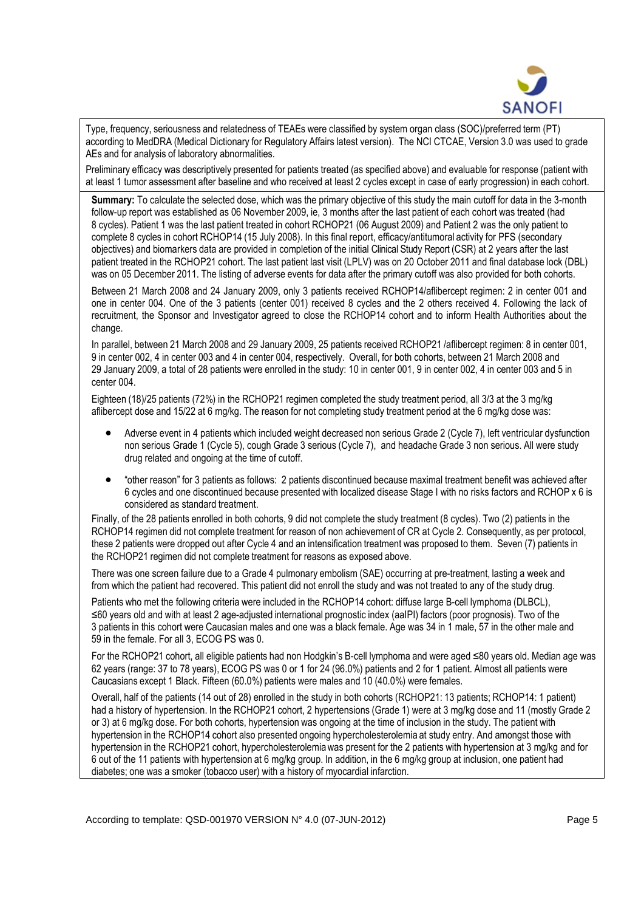Type, frequency, seriousness and relatedness of TEAEs were classified by system organ class (SOC)/preferred term (PT) according to MedDRA (Medical Dictionary for Regulatory Affairs latest version). The NCI CTCAE, Version 3.0 was used to grade AEs and for analysis of laboratory abnormalities.

Preliminary efficacy was descriptively presented for patients treated (as specified above) and evaluable for response (patient with at least 1 tumor assessment after baseline and who received at least 2 cycles except in case of early progression) in each cohort.

**Summary:** To calculate the selected dose, which was the primary objective of this study the main cutoff for data in the 3-month follow-up report was established as 06 November 2009, ie, 3 months after the last patient of each cohort was treated (had 8 cycles). Patient 1 was the last patient treated in cohort RCHOP21 (06 August 2009) and Patient 2 was the only patient to complete 8 cycles in cohort RCHOP14 (15 July 2008). In this final report, efficacy/antitumoral activity for PFS (secondary objectives) and biomarkers data are provided in completion of the initial Clinical Study Report (CSR) at 2 years after the last patient treated in the RCHOP21 cohort. The last patient last visit (LPLV) was on 20 October 2011 and final database lock (DBL) was on 05 December 2011. The listing of adverse events for data after the primary cutoff was also provided for both cohorts.

Between 21 March 2008 and 24 January 2009, only 3 patients received RCHOP14/aflibercept regimen: 2 in center 001 and one in center 004. One of the 3 patients (center 001) received 8 cycles and the 2 others received 4. Following the lack of recruitment, the Sponsor and Investigator agreed to close the RCHOP14 cohort and to inform Health Authorities about the change.

In parallel, between 21 March 2008 and 29 January 2009, 25 patients received RCHOP21 /aflibercept regimen: 8 in center 001, 9 in center 002, 4 in center 003 and 4 in center 004, respectively. Overall, for both cohorts, between 21 March 2008 and 29 January 2009, a total of 28 patients were enrolled in the study: 10 in center 001, 9 in center 002, 4 in center 003 and 5 in center 004.

Eighteen (18)/25 patients (72%) in the RCHOP21 regimen completed the study treatment period, all 3/3 at the 3 mg/kg aflibercept dose and 15/22 at 6 mg/kg. The reason for not completing study treatment period at the 6 mg/kg dose was:

- Adverse event in 4 patients which included weight decreased non serious Grade 2 (Cycle 7), left ventricular dysfunction non serious Grade 1 (Cycle 5), cough Grade 3 serious (Cycle 7), and headache Grade 3 non serious. All were study drug related and ongoing at the time of cutoff.
- "other reason" for 3 patients as follows: 2 patients discontinued because maximal treatment benefit was achieved after 6 cycles and one discontinued because presented with localized disease Stage I with no risks factors and RCHOP x 6 is considered as standard treatment.

Finally, of the 28 patients enrolled in both cohorts, 9 did not complete the study treatment (8 cycles). Two (2) patients in the RCHOP14 regimen did not complete treatment for reason of non achievement of CR at Cycle 2. Consequently, as per protocol, these 2 patients were dropped out after Cycle 4 and an intensification treatment was proposed to them. Seven (7) patients in the RCHOP21 regimen did not complete treatment for reasons as exposed above.

There was one screen failure due to a Grade 4 pulmonary embolism (SAE) occurring at pre-treatment, lasting a week and from which the patient had recovered. This patient did not enroll the study and was not treated to any of the study drug.

Patients who met the following criteria were included in the RCHOP14 cohort: diffuse large B-cell lymphoma (DLBCL), ≤60 years old and with at least 2 age-adjusted international prognostic index (aaIPI) factors (poor prognosis). Two of the 3 patients in this cohort were Caucasian males and one was a black female. Age was 34 in 1 male, 57 in the other male and 59 in the female. For all 3, ECOG PS was 0.

For the RCHOP21 cohort, all eligible patients had non Hodgkin's B-cell lymphoma and were aged ≤80 years old. Median age was 62 years (range: 37 to 78 years), ECOG PS was 0 or 1 for 24 (96.0%) patients and 2 for 1 patient. Almost all patients were Caucasians except 1 Black. Fifteen (60.0%) patients were males and 10 (40.0%) were females.

Overall, half of the patients (14 out of 28) enrolled in the study in both cohorts (RCHOP21: 13 patients; RCHOP14: 1 patient) had a history of hypertension. In the RCHOP21 cohort, 2 hypertensions (Grade 1) were at 3 mg/kg dose and 11 (mostly Grade 2 or 3) at 6 mg/kg dose. For both cohorts, hypertension was ongoing at the time of inclusion in the study. The patient with hypertension in the RCHOP14 cohort also presented ongoing hypercholesterolemia at study entry. And amongst those with hypertension in the RCHOP21 cohort, hypercholesterolemia was present for the 2 patients with hypertension at 3 mg/kg and for 6 out of the 11 patients with hypertension at 6 mg/kg group. In addition, in the 6 mg/kg group at inclusion, one patient had diabetes; one was a smoker (tobacco user) with a history of myocardial infarction.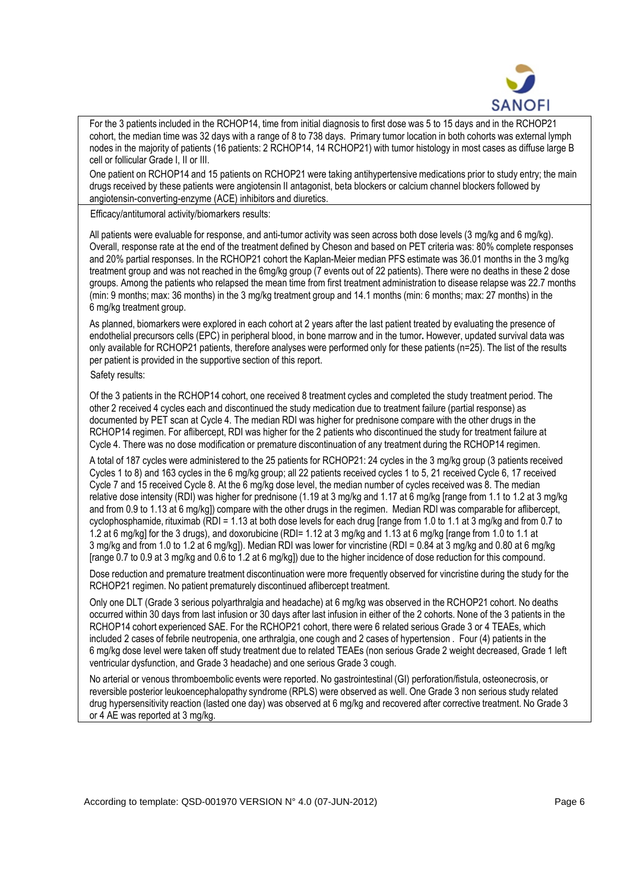For the 3 patients included in the RCHOP14, time from initial diagnosis to first dose was 5 to 15 days and in the RCHOP21 cohort, the median time was 32 days with a range of 8 to 738 days. Primary tumor location in both cohorts was external lymph nodes in the majority of patients (16 patients: 2 RCHOP14, 14 RCHOP21) with tumor histology in most cases as diffuse large B cell or follicular Grade I, II or III.

One patient on RCHOP14 and 15 patients on RCHOP21 were taking antihypertensive medications prior to study entry; the main drugs received by these patients were angiotensin II antagonist, beta blockers or calcium channel blockers followed by angiotensin-converting-enzyme (ACE) inhibitors and diuretics.

Efficacy/antitumoral activity/biomarkers results:

All patients were evaluable for response, and anti-tumor activity was seen across both dose levels (3 mg/kg and 6 mg/kg). Overall, response rate at the end of the treatment defined by Cheson and based on PET criteria was: 80% complete responses and 20% partial responses. In the RCHOP21 cohort the Kaplan-Meier median PFS estimate was 36.01 months in the 3 mg/kg treatment group and was not reached in the 6mg/kg group (7 events out of 22 patients). There were no deaths in these 2 dose groups. Among the patients who relapsed the mean time from first treatment administration to disease relapse was 22.7 months (min: 9 months; max: 36 months) in the 3 mg/kg treatment group and 14.1 months (min: 6 months; max: 27 months) in the 6 mg/kg treatment group.

As planned, biomarkers were explored in each cohort at 2 years after the last patient treated by evaluating the presence of endothelial precursors cells (EPC) in peripheral blood, in bone marrow and in the tumor**.** However, updated survival data was only available for RCHOP21 patients, therefore analyses were performed only for these patients (n=25). The list of the results per patient is provided in the supportive section of this report.

Safety results:

Of the 3 patients in the RCHOP14 cohort, one received 8 treatment cycles and completed the study treatment period. The other 2 received 4 cycles each and discontinued the study medication due to treatment failure (partial response) as documented by PET scan at Cycle 4. The median RDI was higher for prednisone compare with the other drugs in the RCHOP14 regimen. For aflibercept, RDI was higher for the 2 patients who discontinued the study for treatment failure at Cycle 4. There was no dose modification or premature discontinuation of any treatment during the RCHOP14 regimen.

A total of 187 cycles were administered to the 25 patients for RCHOP21: 24 cycles in the 3 mg/kg group (3 patients received Cycles 1 to 8) and 163 cycles in the 6 mg/kg group; all 22 patients received cycles 1 to 5, 21 received Cycle 6, 17 received Cycle 7 and 15 received Cycle 8. At the 6 mg/kg dose level, the median number of cycles received was 8. The median relative dose intensity (RDI) was higher for prednisone (1.19 at 3 mg/kg and 1.17 at 6 mg/kg [range from 1.1 to 1.2 at 3 mg/kg and from 0.9 to 1.13 at 6 mg/kg]) compare with the other drugs in the regimen. Median RDI was comparable for aflibercept, cyclophosphamide, rituximab (RDI = 1.13 at both dose levels for each drug [range from 1.0 to 1.1 at 3 mg/kg and from 0.7 to 1.2 at 6 mg/kg] for the 3 drugs), and doxorubicine (RDI= 1.12 at 3 mg/kg and 1.13 at 6 mg/kg [range from 1.0 to 1.1 at 3 mg/kg and from 1.0 to 1.2 at 6 mg/kg]). Median RDI was lower for vincristine (RDI = 0.84 at 3 mg/kg and 0.80 at 6 mg/kg [range 0.7 to 0.9 at 3 mg/kg and 0.6 to 1.2 at 6 mg/kg]) due to the higher incidence of dose reduction for this compound.

Dose reduction and premature treatment discontinuation were more frequently observed for vincristine during the study for the RCHOP21 regimen. No patient prematurely discontinued aflibercept treatment.

Only one DLT (Grade 3 serious polyarthralgia and headache) at 6 mg/kg was observed in the RCHOP21 cohort. No deaths occurred within 30 days from last infusion or 30 days after last infusion in either of the 2 cohorts. None of the 3 patients in the RCHOP14 cohort experienced SAE. For the RCHOP21 cohort, there were 6 related serious Grade 3 or 4 TEAEs, which included 2 cases of febrile neutropenia, one arthralgia, one cough and 2 cases of hypertension . Four (4) patients in the 6 mg/kg dose level were taken off study treatment due to related TEAEs (non serious Grade 2 weight decreased, Grade 1 left ventricular dysfunction, and Grade 3 headache) and one serious Grade 3 cough.

No arterial or venous thromboembolic events were reported. No gastrointestinal (GI) perforation/fistula, osteonecrosis, or reversible posterior leukoencephalopathy syndrome (RPLS) were observed as well. One Grade 3 non serious study related drug hypersensitivity reaction (lasted one day) was observed at 6 mg/kg and recovered after corrective treatment. No Grade 3 or 4 AE was reported at 3 mg/kg.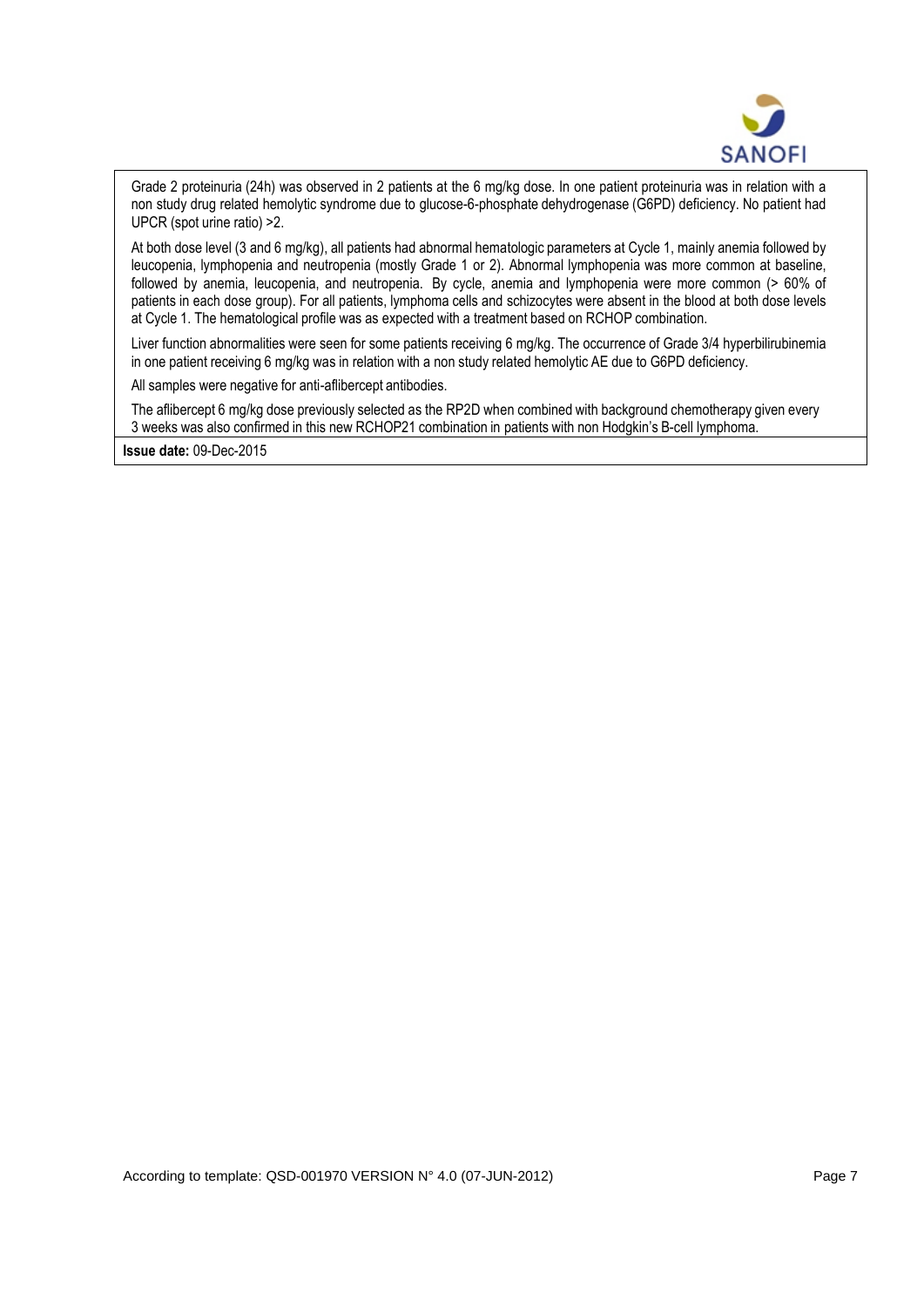Grade 2 proteinuria (24h) was observed in 2 patients at the 6 mg/kg dose. In one patient proteinuria was in relation with a non study drug related hemolytic syndrome due to glucose-6-phosphate dehydrogenase (G6PD) deficiency. No patient had UPCR (spot urine ratio) >2.

At both dose level (3 and 6 mg/kg), all patients had abnormal hematologic parameters at Cycle 1, mainly anemia followed by leucopenia, lymphopenia and neutropenia (mostly Grade 1 or 2). Abnormal lymphopenia was more common at baseline, followed by anemia, leucopenia, and neutropenia. By cycle, anemia and lymphopenia were more common (> 60% of patients in each dose group). For all patients, lymphoma cells and schizocytes were absent in the blood at both dose levels at Cycle 1. The hematological profile was as expected with a treatment based on RCHOP combination.

Liver function abnormalities were seen for some patients receiving 6 mg/kg. The occurrence of Grade 3/4 hyperbilirubinemia in one patient receiving 6 mg/kg was in relation with a non study related hemolytic AE due to G6PD deficiency.

All samples were negative for anti-aflibercept antibodies.

The aflibercept 6 mg/kg dose previously selected as the RP2D when combined with background chemotherapy given every 3 weeks was also confirmed in this new RCHOP21 combination in patients with non Hodgkin's B-cell lymphoma.

**Issue date:** 09-Dec-2015

According to template: QSD-001970 VERSION N° 4.0 (07-JUN-2012)